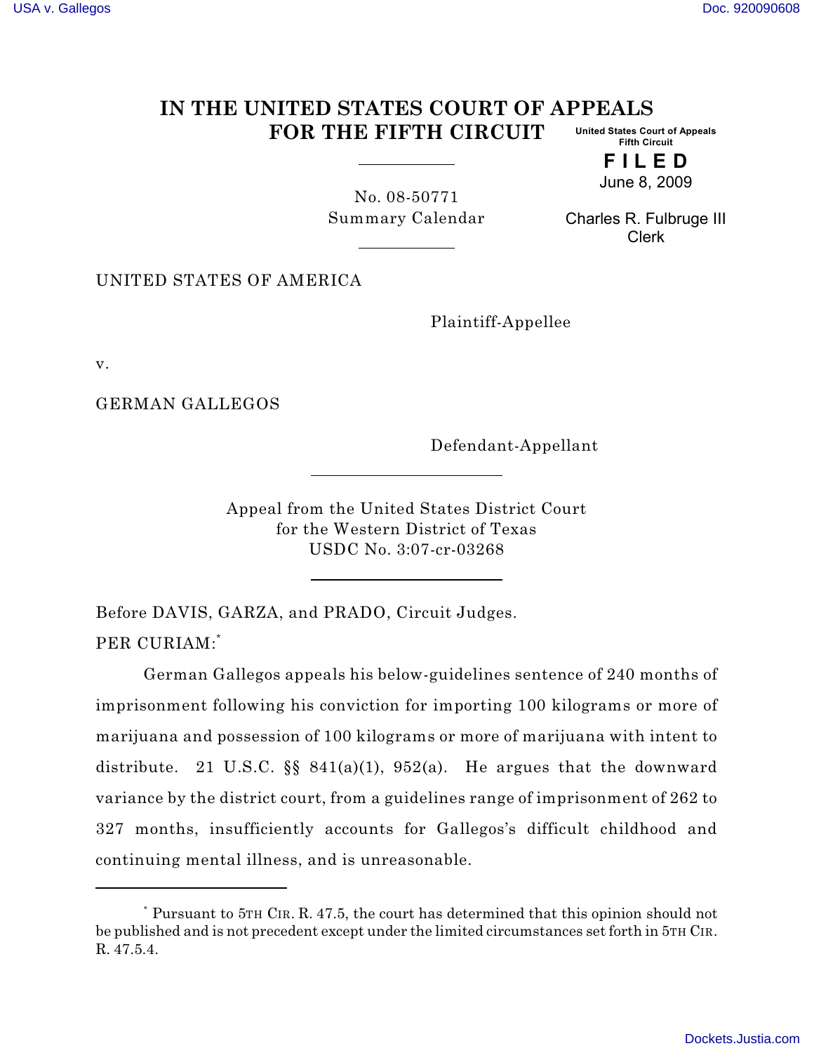# IN THE UNITED STATES COURT OF APPEALS FOR THE FIFTH CIRCUIT

United States Court of Appeals
Fifth Circuit

**F I L E D**

June 8, 2009

Charles R. Fulbruge III
Clerk

No. 08-50771
Summary Calendar

UNITED STATES OF AMERICA

Plaintiff-Appellee

v.

GERMAN GALLEGOS

Defendant-Appellant

Appeal from the United States District Court
for the Western District of Texas
USDC No. 3:07-cr-03268

Before DAVIS, GARZA, and PRADO, Circuit Judges.

PER CURIAM:[*]

German Gallegos appeals his below-guidelines sentence of 240 months of imprisonment following his conviction for importing 100 kilograms or more of marijuana and possession of 100 kilograms or more of marijuana with intent to distribute. 21 U.S.C. §§ 841(a)(1), 952(a). He argues that the downward variance by the district court, from a guidelines range of imprisonment of 262 to 327 months, insufficiently accounts for Gallegos's difficult childhood and continuing mental illness, and is unreasonable.

---

[*] Pursuant to 5TH CIR. R. 47.5, the court has determined that this opinion should not be published and is not precedent except under the limited circumstances set forth in 5TH CIR. R. 47.5.4.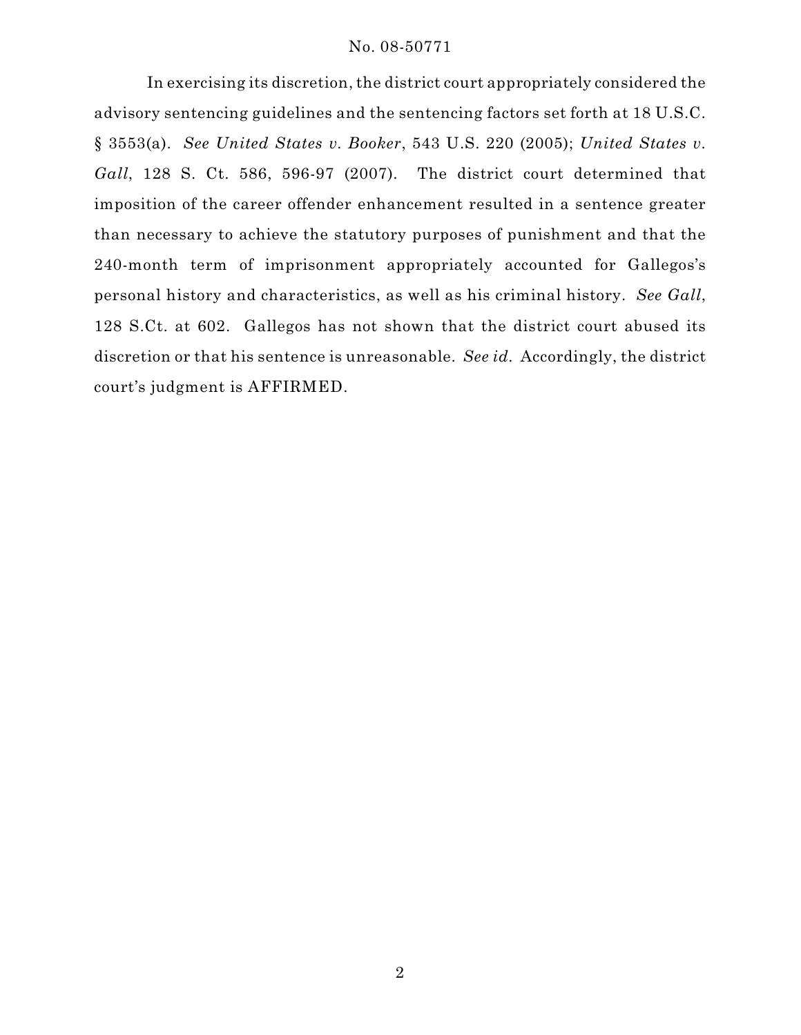In exercising its discretion, the district court appropriately considered the advisory sentencing guidelines and the sentencing factors set forth at 18 U.S.C. § 3553(a). *See United States v. Booker*, 543 U.S. 220 (2005); *United States v. Gall*, 128 S. Ct. 586, 596-97 (2007). The district court determined that imposition of the career offender enhancement resulted in a sentence greater than necessary to achieve the statutory purposes of punishment and that the 240-month term of imprisonment appropriately accounted for Gallegos's personal history and characteristics, as well as his criminal history. *See Gall*, 128 S.Ct. at 602. Gallegos has not shown that the district court abused its discretion or that his sentence is unreasonable. *See id.* Accordingly, the district court's judgment is AFFIRMED.